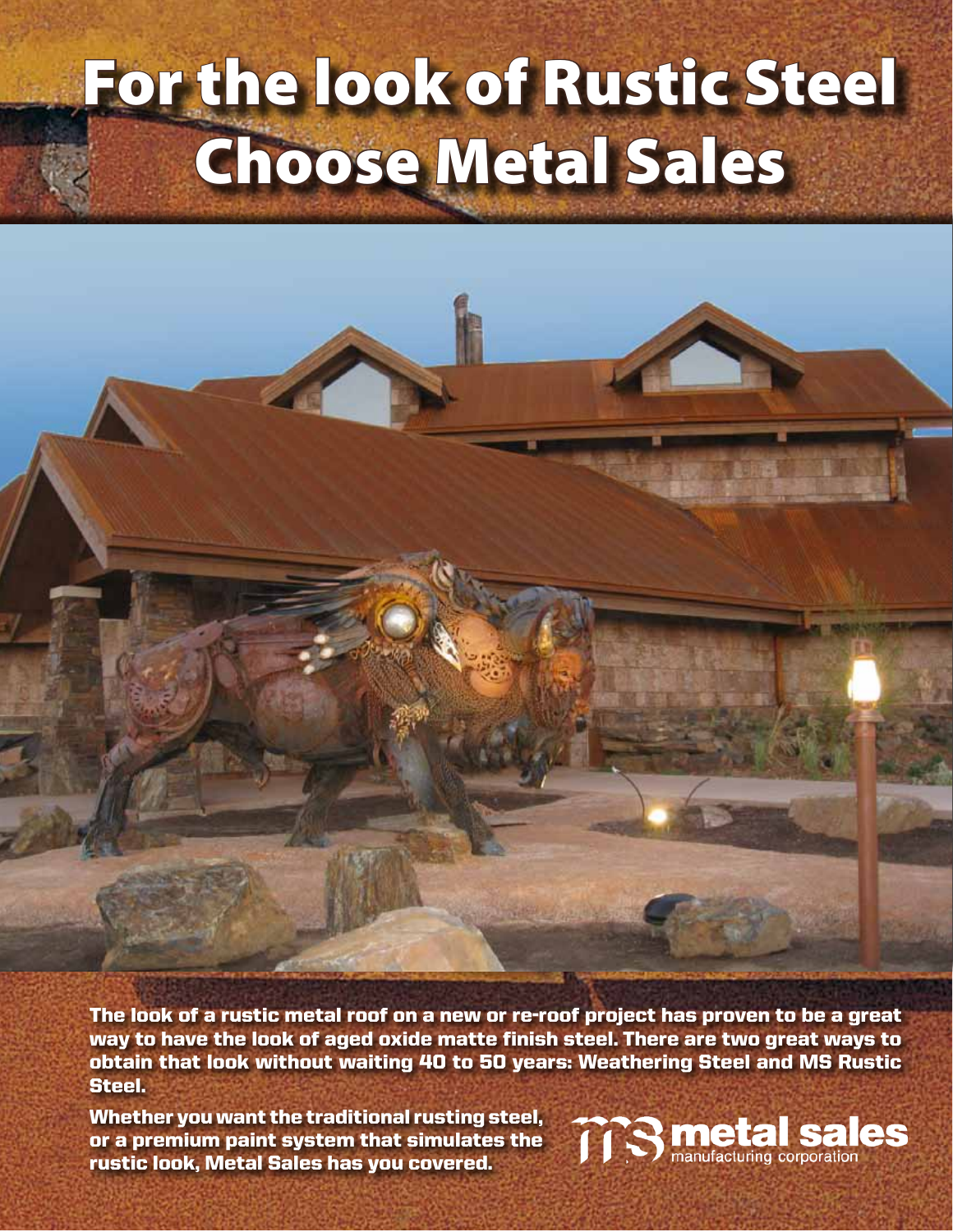# For the look of Rustic Steel Choose Metal Sales

**The look of a rustic metal roof on a new or re-roof project has proven to be a great way to have the look of aged oxide matte finish steel. There are two great ways to obtain that look without waiting 40 to 50 years: Weathering Steel and MS Rustic Steel.**

**Whether you want the traditional rusting steel, or a premium paint system that simulates the rustic look, Metal Sales has you covered.**

metal sales
manufacturing corporation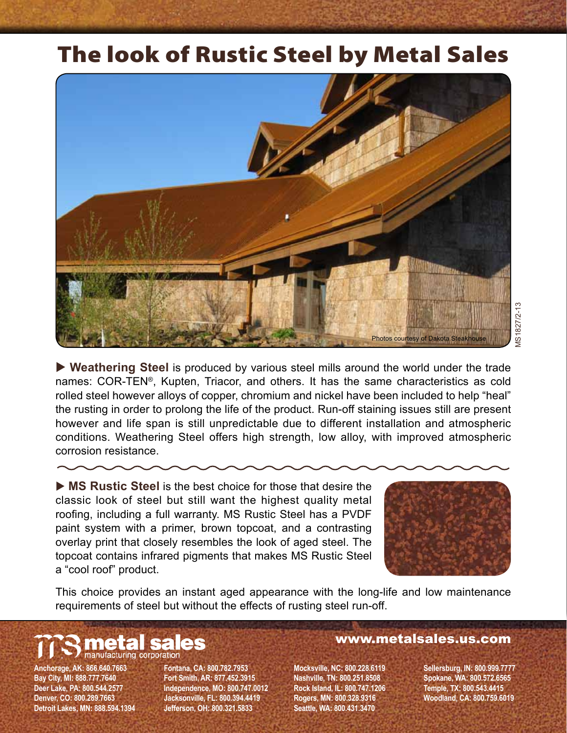# The look of Rustic Steel by Metal Sales

Photos courtesy of Dakota Steakhouse

MS1827/2-13

▶ **Weathering Steel** is produced by various steel mills around the world under the trade names: COR-TEN®, Kupten, Triacor, and others. It has the same characteristics as cold rolled steel however alloys of copper, chromium and nickel have been included to help "heal" the rusting in order to prolong the life of the product. Run-off staining issues still are present however and life span is still unpredictable due to different installation and atmospheric conditions. Weathering Steel offers high strength, low alloy, with improved atmospheric corrosion resistance.

▶ **MS Rustic Steel** is the best choice for those that desire the classic look of steel but still want the highest quality metal roofing, including a full warranty. MS Rustic Steel has a PVDF paint system with a primer, brown topcoat, and a contrasting overlay print that closely resembles the look of aged steel. The topcoat contains infrared pigments that makes MS Rustic Steel a "cool roof" product.

This choice provides an instant aged appearance with the long-life and low maintenance requirements of steel but without the effects of rusting steel run-off.

**metal sales** manufacturing corporation

**www.metalsales.us.com**

Anchorage, AK: 866.640.7663
Bay City, MI: 888.777.7640
Deer Lake, PA: 800.544.2577
Denver, CO: 800.289.7663
Detroit Lakes, MN: 888.594.1394
Fontana, CA: 800.782.7953
Fort Smith, AR: 877.452.3915
Independence, MO: 800.747.0012
Jacksonville, FL: 800.394.4419
Jefferson, OH: 800.321.5833
Mocksville, NC: 800.228.6119
Nashville, TN: 800.251.8508
Rock Island, IL: 800.747.1206
Rogers, MN: 800.328.9316
Seattle, WA: 800.431.3470
Sellersburg, IN: 800.999.7777
Spokane, WA: 800.572.6565
Temple, TX: 800.543.4415
Woodland, CA: 800.759.6019